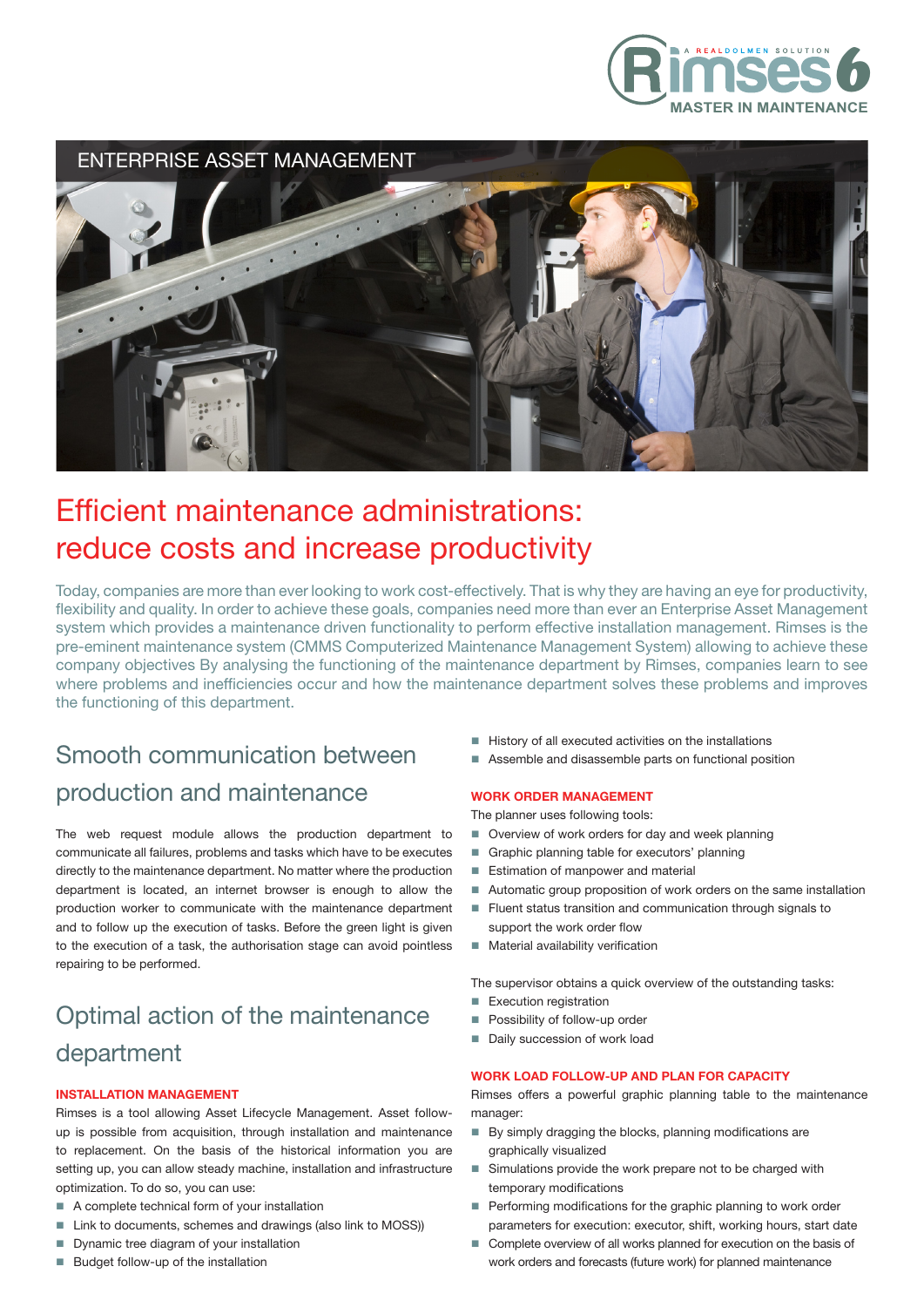Rimses6 — A REALDOLMEN SOLUTION — MASTER IN MAINTENANCE

ENTERPRISE ASSET MANAGEMENT

# Efficient maintenance administrations: reduce costs and increase productivity

Today, companies are more than ever looking to work cost-effectively. That is why they are having an eye for productivity, flexibility and quality. In order to achieve these goals, companies need more than ever an Enterprise Asset Management system which provides a maintenance driven functionality to perform effective installation management. Rimses is the pre-eminent maintenance system (CMMS Computerized Maintenance Management System) allowing to achieve these company objectives By analysing the functioning of the maintenance department by Rimses, companies learn to see where problems and inefficiencies occur and how the maintenance department solves these problems and improves the functioning of this department.

## Smooth communication between production and maintenance

The web request module allows the production department to communicate all failures, problems and tasks which have to be executes directly to the maintenance department. No matter where the production department is located, an internet browser is enough to allow the production worker to communicate with the maintenance department and to follow up the execution of tasks. Before the green light is given to the execution of a task, the authorisation stage can avoid pointless repairing to be performed.

## Optimal action of the maintenance department

### INSTALLATION MANAGEMENT

Rimses is a tool allowing Asset Lifecycle Management. Asset follow-up is possible from acquisition, through installation and maintenance to replacement. On the basis of the historical information you are setting up, you can allow steady machine, installation and infrastructure optimization. To do so, you can use:

- A complete technical form of your installation
- Link to documents, schemes and drawings (also link to MOSS))
- Dynamic tree diagram of your installation
- Budget follow-up of the installation
- History of all executed activities on the installations
- Assemble and disassemble parts on functional position

### WORK ORDER MANAGEMENT

The planner uses following tools:

- Overview of work orders for day and week planning
- Graphic planning table for executors' planning
- Estimation of manpower and material
- Automatic group proposition of work orders on the same installation
- Fluent status transition and communication through signals to support the work order flow
- Material availability verification

The supervisor obtains a quick overview of the outstanding tasks:

- Execution registration
- Possibility of follow-up order
- Daily succession of work load

### WORK LOAD FOLLOW-UP AND PLAN FOR CAPACITY

Rimses offers a powerful graphic planning table to the maintenance manager:

- By simply dragging the blocks, planning modifications are graphically visualized
- Simulations provide the work prepare not to be charged with temporary modifications
- Performing modifications for the graphic planning to work order parameters for execution: executor, shift, working hours, start date
- Complete overview of all works planned for execution on the basis of work orders and forecasts (future work) for planned maintenance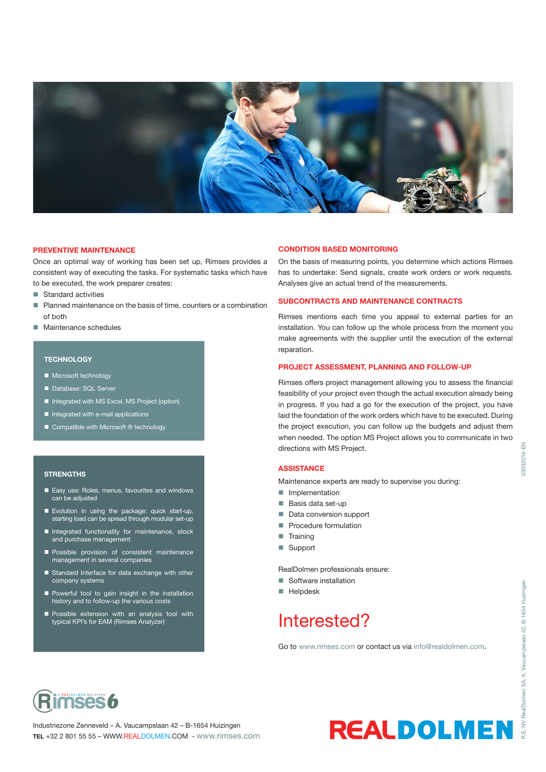## PREVENTIVE MAINTENANCE

Once an optimal way of working has been set up, Rimses provides a consistent way of executing the tasks. For systematic tasks which have to be executed, the work preparer creates:

- Standard activities
- Planned maintenance on the basis of time, counters or a combination of both
- Maintenance schedules

### TECHNOLOGY

- Microsoft technology
- Database: SQL Server
- Integrated with MS Excel, MS Project (option)
- Integrated with e-mail applications
- Compatible with Microsoft ® technology

### STRENGTHS

- Easy use: Roles, menus, favourites and windows can be adjusted
- Evolution in using the package: quick start-up, starting load can be spread through modular set-up
- Integrated functionality for maintenance, stock and purchase management
- Possible provision of consistent maintenance management in several companies
- Standard Interface for data exchange with other company systems
- Powerful tool to gain insight in the installation history and to follow-up the various costs
- Possible extension with an analysis tool with typical KPI's for EAM (Rimses Analyzer)

## CONDITION BASED MONITORING

On the basis of measuring points, you determine which actions Rimses has to undertake: Send signals, create work orders or work requests. Analyses give an actual trend of the measurements.

## SUBCONTRACTS AND MAINTENANCE CONTRACTS

Rimses mentions each time you appeal to external parties for an installation. You can follow up the whole process from the moment you make agreements with the supplier until the execution of the external reparation.

## PROJECT ASSESSMENT, PLANNING AND FOLLOW-UP

Rimses offers project management allowing you to assess the financial feasibility of your project even though the actual execution already being in progress. If you had a go for the execution of the project, you have laid the foundation of the work orders which have to be executed. During the project execution, you can follow up the budgets and adjust them when needed. The option MS Project allows you to communicate in two directions with MS Project.

## ASSISTANCE

Maintenance experts are ready to supervise you during:

- Implementation
- Basis data set-up
- Data conversion support
- Procedure formulation
- Training
- Support

RealDolmen professionals ensure:

- Software installation
- Helpdesk

# Interested?

Go to www.rimses.com or contact us via info@realdolmen.com.

Rimses6 – A REALDOLMEN SOLUTION

Industriezone Zenneveld – A. Vaucampslaan 42 – B-1654 Huizingen
**TEL** +32 2 801 55 55 – WWW.REALDOLMEN.COM - www.rimses.com

REALDOLMEN

R.E. NV RealDolmen SA, A. Vaucampslaan 42, B-1654 Huizingen

03032014-EN